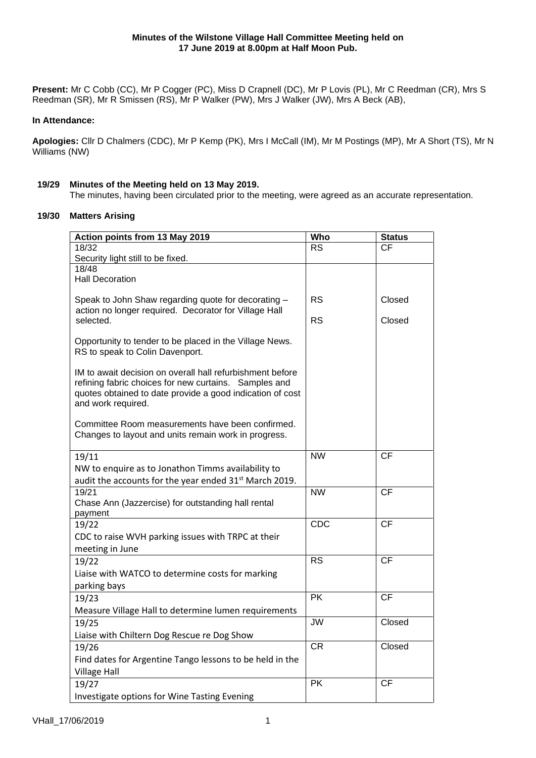**Minutes of the Wilstone Village Hall Committee Meeting held on 17 June 2019 at 8.00pm at Half Moon Pub.**

**Present:** Mr C Cobb (CC), Mr P Cogger (PC), Miss D Crapnell (DC), Mr P Lovis (PL), Mr C Reedman (CR), Mrs S Reedman (SR), Mr R Smissen (RS), Mr P Walker (PW), Mrs J Walker (JW), Mrs A Beck (AB),

**In Attendance:**

**Apologies:** Cllr D Chalmers (CDC), Mr P Kemp (PK), Mrs I McCall (IM), Mr M Postings (MP), Mr A Short (TS), Mr N Williams (NW)

**19/29 Minutes of the Meeting held on 13 May 2019.**

The minutes, having been circulated prior to the meeting, were agreed as an accurate representation.

**19/30 Matters Arising**

| Action points from 13 May 2019 | Who | Status |
|---|---|---|
| 18/32<br>Security light still to be fixed. | RS | CF |
| 18/48<br>Hall Decoration<br><br>Speak to John Shaw regarding quote for decorating – action no longer required. Decorator for Village Hall selected.<br><br>Opportunity to tender to be placed in the Village News. RS to speak to Colin Davenport.<br><br>IM to await decision on overall hall refurbishment before refining fabric choices for new curtains. Samples and quotes obtained to date provide a good indication of cost and work required.<br><br>Committee Room measurements have been confirmed. Changes to layout and units remain work in progress. | RS<br><br>RS | Closed<br><br>Closed |
| 19/11<br>NW to enquire as to Jonathon Timms availability to audit the accounts for the year ended 31st March 2019. | NW | CF |
| 19/21<br>Chase Ann (Jazzercise) for outstanding hall rental payment | NW | CF |
| 19/22<br>CDC to raise WVH parking issues with TRPC at their meeting in June | CDC | CF |
| 19/22<br>Liaise with WATCO to determine costs for marking parking bays | RS | CF |
| 19/23<br>Measure Village Hall to determine lumen requirements | PK | CF |
| 19/25<br>Liaise with Chiltern Dog Rescue re Dog Show | JW | Closed |
| 19/26<br>Find dates for Argentine Tango lessons to be held in the Village Hall | CR | Closed |
| 19/27<br>Investigate options for Wine Tasting Evening | PK | CF |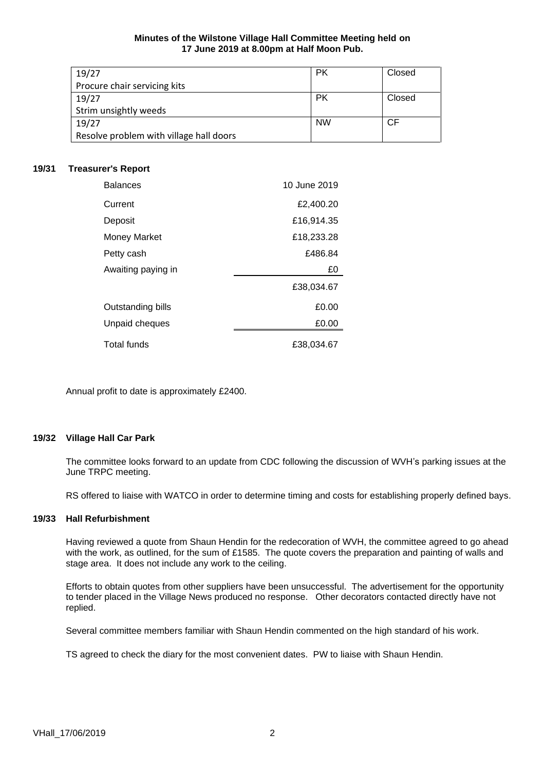**Minutes of the Wilstone Village Hall Committee Meeting held on 17 June 2019 at 8.00pm at Half Moon Pub.**

| | | |
|---|---|---|
| 19/27<br>Procure chair servicing kits | PK | Closed |
| 19/27<br>Strim unsightly weeds | PK | Closed |
| 19/27<br>Resolve problem with village hall doors | NW | CF |

## 19/31 Treasurer's Report

| Balances | 10 June 2019 |
|---|---|
| Current | £2,400.20 |
| Deposit | £16,914.35 |
| Money Market | £18,233.28 |
| Petty cash | £486.84 |
| Awaiting paying in | £0 |
| | £38,034.67 |
| Outstanding bills | £0.00 |
| Unpaid cheques | £0.00 |
| Total funds | £38,034.67 |

Annual profit to date is approximately £2400.

## 19/32 Village Hall Car Park

The committee looks forward to an update from CDC following the discussion of WVH's parking issues at the June TRPC meeting.

RS offered to liaise with WATCO in order to determine timing and costs for establishing properly defined bays.

## 19/33 Hall Refurbishment

Having reviewed a quote from Shaun Hendin for the redecoration of WVH, the committee agreed to go ahead with the work, as outlined, for the sum of £1585. The quote covers the preparation and painting of walls and stage area. It does not include any work to the ceiling.

Efforts to obtain quotes from other suppliers have been unsuccessful. The advertisement for the opportunity to tender placed in the Village News produced no response. Other decorators contacted directly have not replied.

Several committee members familiar with Shaun Hendin commented on the high standard of his work.

TS agreed to check the diary for the most convenient dates. PW to liaise with Shaun Hendin.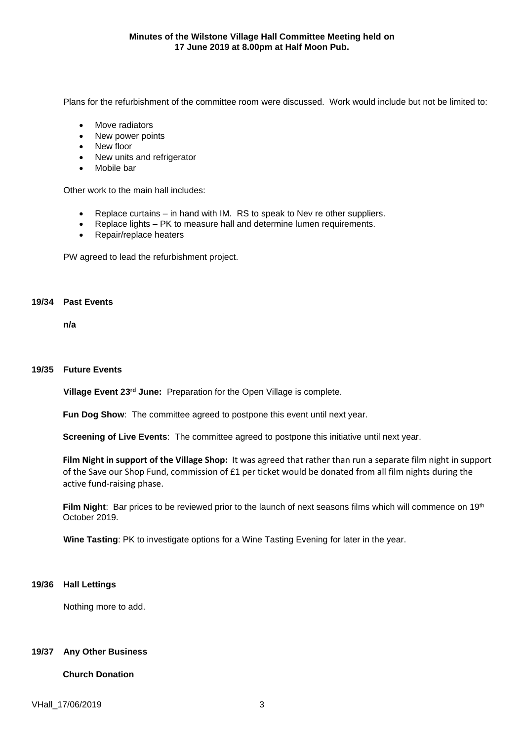**Minutes of the Wilstone Village Hall Committee Meeting held on 17 June 2019 at 8.00pm at Half Moon Pub.**

Plans for the refurbishment of the committee room were discussed. Work would include but not be limited to:

- Move radiators
- New power points
- New floor
- New units and refrigerator
- Mobile bar

Other work to the main hall includes:

- Replace curtains – in hand with IM. RS to speak to Nev re other suppliers.
- Replace lights – PK to measure hall and determine lumen requirements.
- Repair/replace heaters

PW agreed to lead the refurbishment project.

**19/34 Past Events**

**n/a**

**19/35 Future Events**

**Village Event 23rd June:** Preparation for the Open Village is complete.

**Fun Dog Show**: The committee agreed to postpone this event until next year.

**Screening of Live Events**: The committee agreed to postpone this initiative until next year.

**Film Night in support of the Village Shop:** It was agreed that rather than run a separate film night in support of the Save our Shop Fund, commission of £1 per ticket would be donated from all film nights during the active fund-raising phase.

**Film Night**: Bar prices to be reviewed prior to the launch of next seasons films which will commence on 19th October 2019.

**Wine Tasting**: PK to investigate options for a Wine Tasting Evening for later in the year.

**19/36 Hall Lettings**

Nothing more to add.

**19/37 Any Other Business**

**Church Donation**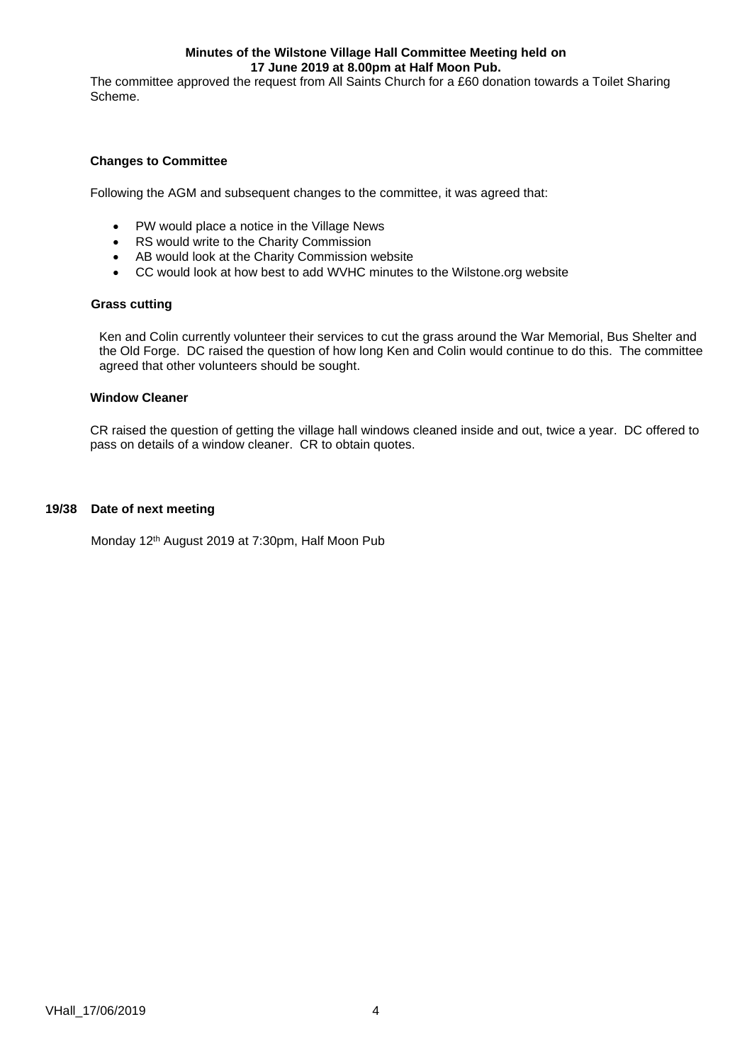**Minutes of the Wilstone Village Hall Committee Meeting held on 17 June 2019 at 8.00pm at Half Moon Pub.**

The committee approved the request from All Saints Church for a £60 donation towards a Toilet Sharing Scheme.

**Changes to Committee**

Following the AGM and subsequent changes to the committee, it was agreed that:

- PW would place a notice in the Village News
- RS would write to the Charity Commission
- AB would look at the Charity Commission website
- CC would look at how best to add WVHC minutes to the Wilstone.org website

**Grass cutting**

Ken and Colin currently volunteer their services to cut the grass around the War Memorial, Bus Shelter and the Old Forge. DC raised the question of how long Ken and Colin would continue to do this. The committee agreed that other volunteers should be sought.

**Window Cleaner**

CR raised the question of getting the village hall windows cleaned inside and out, twice a year. DC offered to pass on details of a window cleaner. CR to obtain quotes.

**19/38 Date of next meeting**

Monday 12th August 2019 at 7:30pm, Half Moon Pub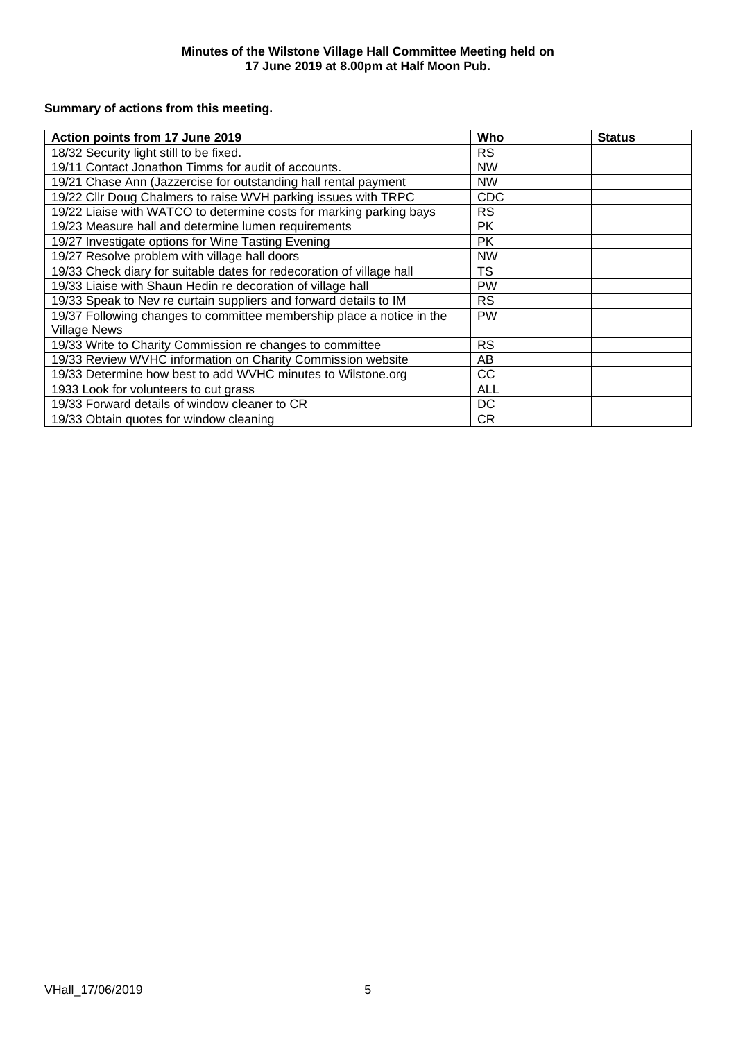**Minutes of the Wilstone Village Hall Committee Meeting held on 17 June 2019 at 8.00pm at Half Moon Pub.**

**Summary of actions from this meeting.**

| Action points from 17 June 2019 | Who | Status |
|---|---|---|
| 18/32 Security light still to be fixed. | RS | |
| 19/11 Contact Jonathon Timms for audit of accounts. | NW | |
| 19/21 Chase Ann (Jazzercise for outstanding hall rental payment | NW | |
| 19/22 Cllr Doug Chalmers to raise WVH parking issues with TRPC | CDC | |
| 19/22 Liaise with WATCO to determine costs for marking parking bays | RS | |
| 19/23 Measure hall and determine lumen requirements | PK | |
| 19/27 Investigate options for Wine Tasting Evening | PK | |
| 19/27 Resolve problem with village hall doors | NW | |
| 19/33 Check diary for suitable dates for redecoration of village hall | TS | |
| 19/33 Liaise with Shaun Hedin re decoration of village hall | PW | |
| 19/33 Speak to Nev re curtain suppliers and forward details to IM | RS | |
| 19/37 Following changes to committee membership place a notice in the Village News | PW | |
| 19/33 Write to Charity Commission re changes to committee | RS | |
| 19/33 Review WVHC information on Charity Commission website | AB | |
| 19/33 Determine how best to add WVHC minutes to Wilstone.org | CC | |
| 1933 Look for volunteers to cut grass | ALL | |
| 19/33 Forward details of window cleaner to CR | DC | |
| 19/33 Obtain quotes for window cleaning | CR | |